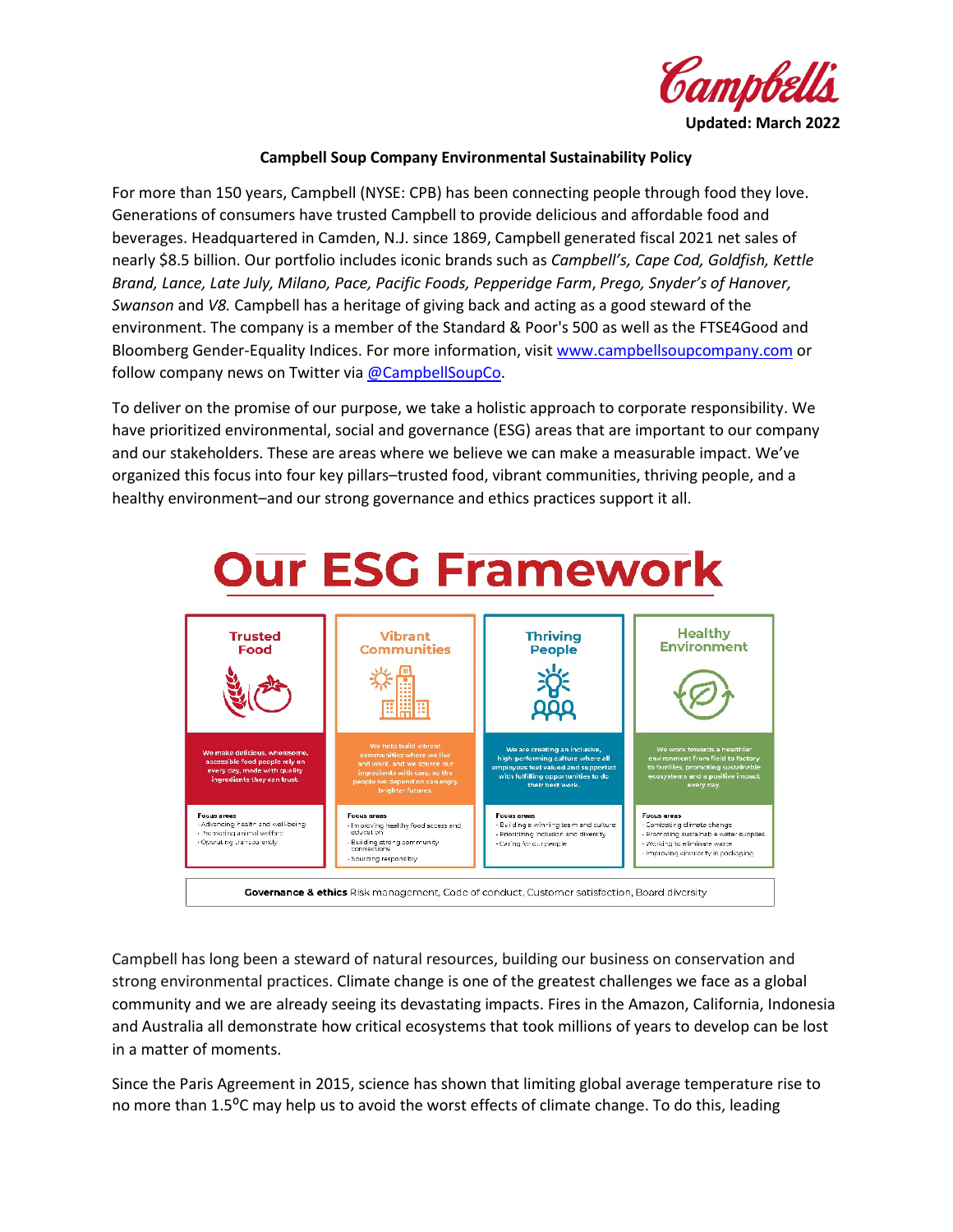Updated: March 2022

## Campbell Soup Company Environmental Sustainability Policy

For more than 150 years, Campbell (NYSE: CPB) has been connecting people through food they love. Generations of consumers have trusted Campbell to provide delicious and affordable food and beverages. Headquartered in Camden, N.J. since 1869, Campbell generated fiscal 2021 net sales of nearly $8.5 billion. Our portfolio includes iconic brands such as *Campbell's, Cape Cod, Goldfish, Kettle Brand, Lance, Late July, Milano, Pace, Pacific Foods, Pepperidge Farm*, *Prego, Snyder's of Hanover, Swanson* and *V8.* Campbell has a heritage of giving back and acting as a good steward of the environment. The company is a member of the Standard & Poor's 500 as well as the FTSE4Good and Bloomberg Gender-Equality Indices. For more information, visit www.campbellsoupcompany.com or follow company news on Twitter via @CampbellSoupCo.

To deliver on the promise of our purpose, we take a holistic approach to corporate responsibility. We have prioritized environmental, social and governance (ESG) areas that are important to our company and our stakeholders. These are areas where we believe we can make a measurable impact. We've organized this focus into four key pillars–trusted food, vibrant communities, thriving people, and a healthy environment–and our strong governance and ethics practices support it all.

# Our ESG Framework

**Trusted Food**

We make delicious, wholesome, accessible food people rely on every day, made with quality ingredients they can trust.

Focus areas
- Advancing health and well-being
- Promoting animal welfare
- Operating transparently

**Vibrant Communities**

We help build vibrant communities where we live and work, and we source our ingredients with care, so the people we depend on can enjoy brighter futures.

Focus areas
- Improving healthy food access and education
- Building strong community connections
- Sourcing responsibly

**Thriving People**

We are creating an inclusive, high-performing culture where all employees feel valued and supported with fulfilling opportunities to do their best work.

Focus areas
- Building a winning team and culture
- Prioritizing inclusion and diversity
- Caring for our people

**Healthy Environment**

We work towards a healthier environment from field to factory to families, promoting sustainable ecosystems and a positive impact every day.

Focus areas
- Combating climate change
- Promoting sustainable water supplies
- Working to eliminate waste
- Improving circularity in packaging

**Governance & ethics** Risk management, Code of conduct, Customer satisfaction, Board diversity

Campbell has long been a steward of natural resources, building our business on conservation and strong environmental practices. Climate change is one of the greatest challenges we face as a global community and we are already seeing its devastating impacts. Fires in the Amazon, California, Indonesia and Australia all demonstrate how critical ecosystems that took millions of years to develop can be lost in a matter of moments.

Since the Paris Agreement in 2015, science has shown that limiting global average temperature rise to no more than 1.5°C may help us to avoid the worst effects of climate change. To do this, leading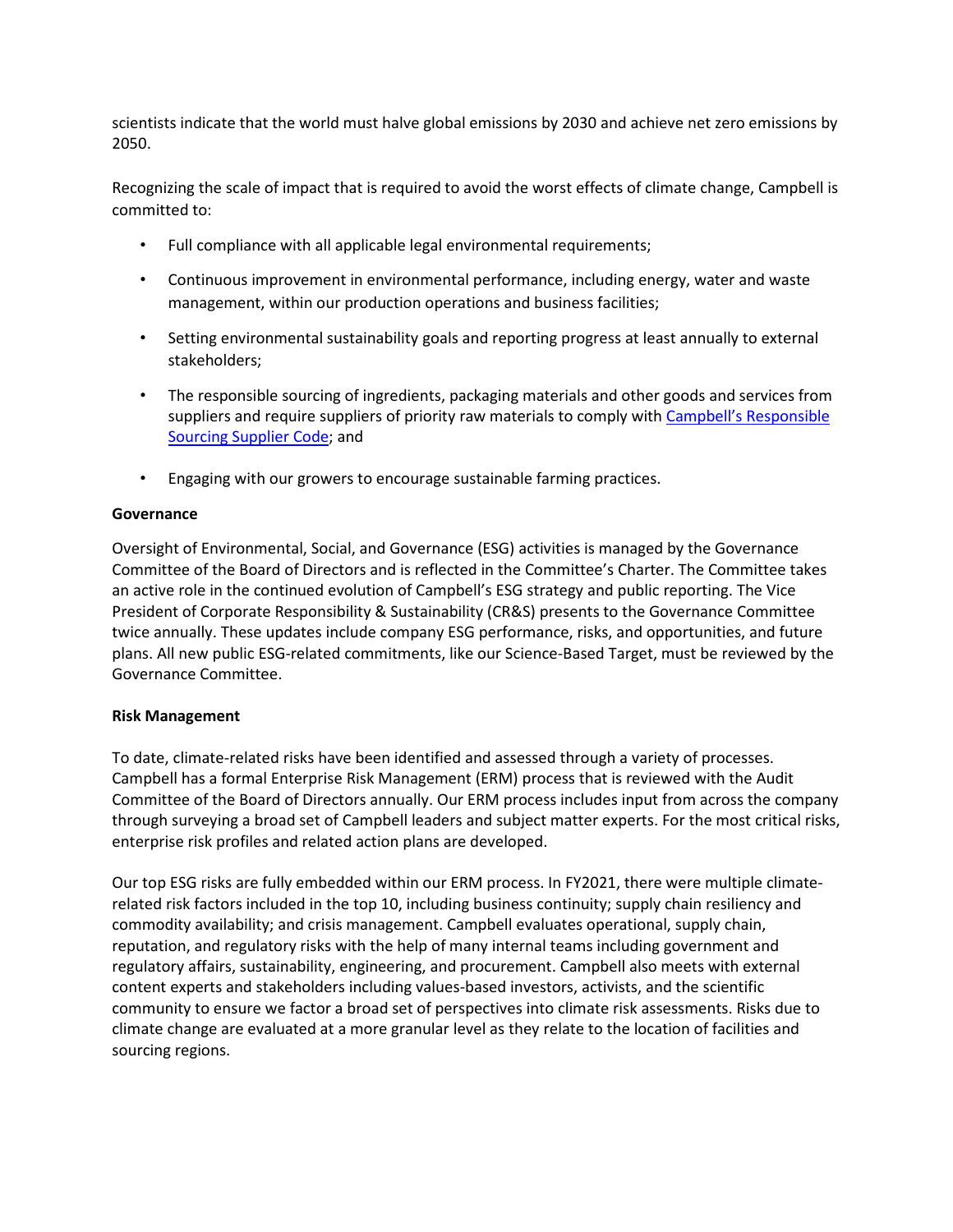scientists indicate that the world must halve global emissions by 2030 and achieve net zero emissions by 2050.

Recognizing the scale of impact that is required to avoid the worst effects of climate change, Campbell is committed to:

- Full compliance with all applicable legal environmental requirements;
- Continuous improvement in environmental performance, including energy, water and waste management, within our production operations and business facilities;
- Setting environmental sustainability goals and reporting progress at least annually to external stakeholders;
- The responsible sourcing of ingredients, packaging materials and other goods and services from suppliers and require suppliers of priority raw materials to comply with Campbell's Responsible Sourcing Supplier Code; and
- Engaging with our growers to encourage sustainable farming practices.

**Governance**

Oversight of Environmental, Social, and Governance (ESG) activities is managed by the Governance Committee of the Board of Directors and is reflected in the Committee's Charter. The Committee takes an active role in the continued evolution of Campbell's ESG strategy and public reporting. The Vice President of Corporate Responsibility & Sustainability (CR&S) presents to the Governance Committee twice annually. These updates include company ESG performance, risks, and opportunities, and future plans. All new public ESG-related commitments, like our Science-Based Target, must be reviewed by the Governance Committee.

**Risk Management**

To date, climate-related risks have been identified and assessed through a variety of processes. Campbell has a formal Enterprise Risk Management (ERM) process that is reviewed with the Audit Committee of the Board of Directors annually. Our ERM process includes input from across the company through surveying a broad set of Campbell leaders and subject matter experts. For the most critical risks, enterprise risk profiles and related action plans are developed.

Our top ESG risks are fully embedded within our ERM process. In FY2021, there were multiple climate-related risk factors included in the top 10, including business continuity; supply chain resiliency and commodity availability; and crisis management. Campbell evaluates operational, supply chain, reputation, and regulatory risks with the help of many internal teams including government and regulatory affairs, sustainability, engineering, and procurement. Campbell also meets with external content experts and stakeholders including values-based investors, activists, and the scientific community to ensure we factor a broad set of perspectives into climate risk assessments. Risks due to climate change are evaluated at a more granular level as they relate to the location of facilities and sourcing regions.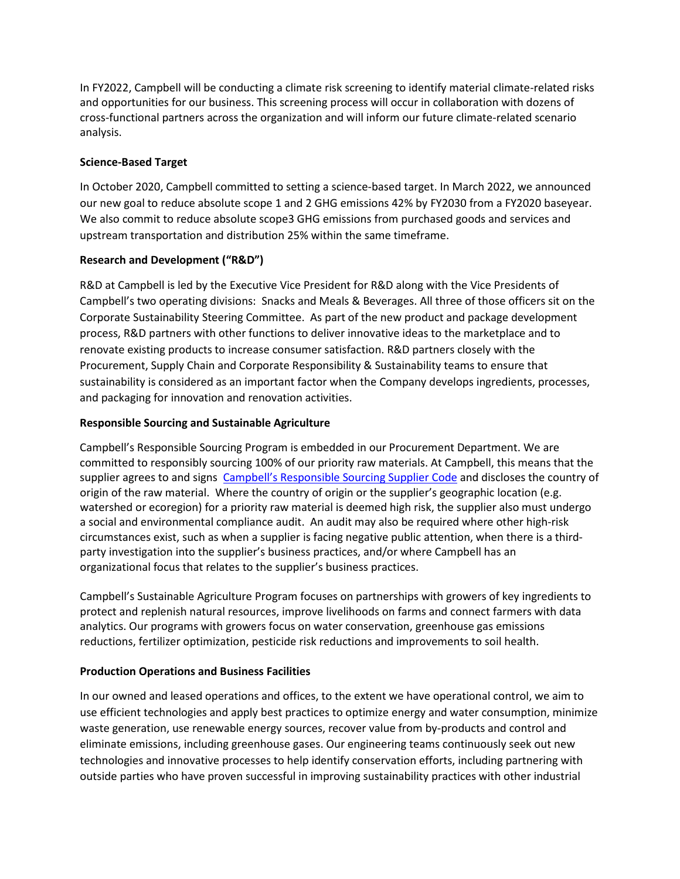In FY2022, Campbell will be conducting a climate risk screening to identify material climate-related risks and opportunities for our business. This screening process will occur in collaboration with dozens of cross-functional partners across the organization and will inform our future climate-related scenario analysis.

**Science-Based Target**

In October 2020, Campbell committed to setting a science-based target. In March 2022, we announced our new goal to reduce absolute scope 1 and 2 GHG emissions 42% by FY2030 from a FY2020 baseyear. We also commit to reduce absolute scope3 GHG emissions from purchased goods and services and upstream transportation and distribution 25% within the same timeframe.

**Research and Development ("R&D")**

R&D at Campbell is led by the Executive Vice President for R&D along with the Vice Presidents of Campbell's two operating divisions: Snacks and Meals & Beverages. All three of those officers sit on the Corporate Sustainability Steering Committee. As part of the new product and package development process, R&D partners with other functions to deliver innovative ideas to the marketplace and to renovate existing products to increase consumer satisfaction. R&D partners closely with the Procurement, Supply Chain and Corporate Responsibility & Sustainability teams to ensure that sustainability is considered as an important factor when the Company develops ingredients, processes, and packaging for innovation and renovation activities.

**Responsible Sourcing and Sustainable Agriculture**

Campbell's Responsible Sourcing Program is embedded in our Procurement Department. We are committed to responsibly sourcing 100% of our priority raw materials. At Campbell, this means that the supplier agrees to and signs Campbell's Responsible Sourcing Supplier Code and discloses the country of origin of the raw material. Where the country of origin or the supplier's geographic location (e.g. watershed or ecoregion) for a priority raw material is deemed high risk, the supplier also must undergo a social and environmental compliance audit. An audit may also be required where other high-risk circumstances exist, such as when a supplier is facing negative public attention, when there is a third-party investigation into the supplier's business practices, and/or where Campbell has an organizational focus that relates to the supplier's business practices.

Campbell's Sustainable Agriculture Program focuses on partnerships with growers of key ingredients to protect and replenish natural resources, improve livelihoods on farms and connect farmers with data analytics. Our programs with growers focus on water conservation, greenhouse gas emissions reductions, fertilizer optimization, pesticide risk reductions and improvements to soil health.

**Production Operations and Business Facilities**

In our owned and leased operations and offices, to the extent we have operational control, we aim to use efficient technologies and apply best practices to optimize energy and water consumption, minimize waste generation, use renewable energy sources, recover value from by-products and control and eliminate emissions, including greenhouse gases. Our engineering teams continuously seek out new technologies and innovative processes to help identify conservation efforts, including partnering with outside parties who have proven successful in improving sustainability practices with other industrial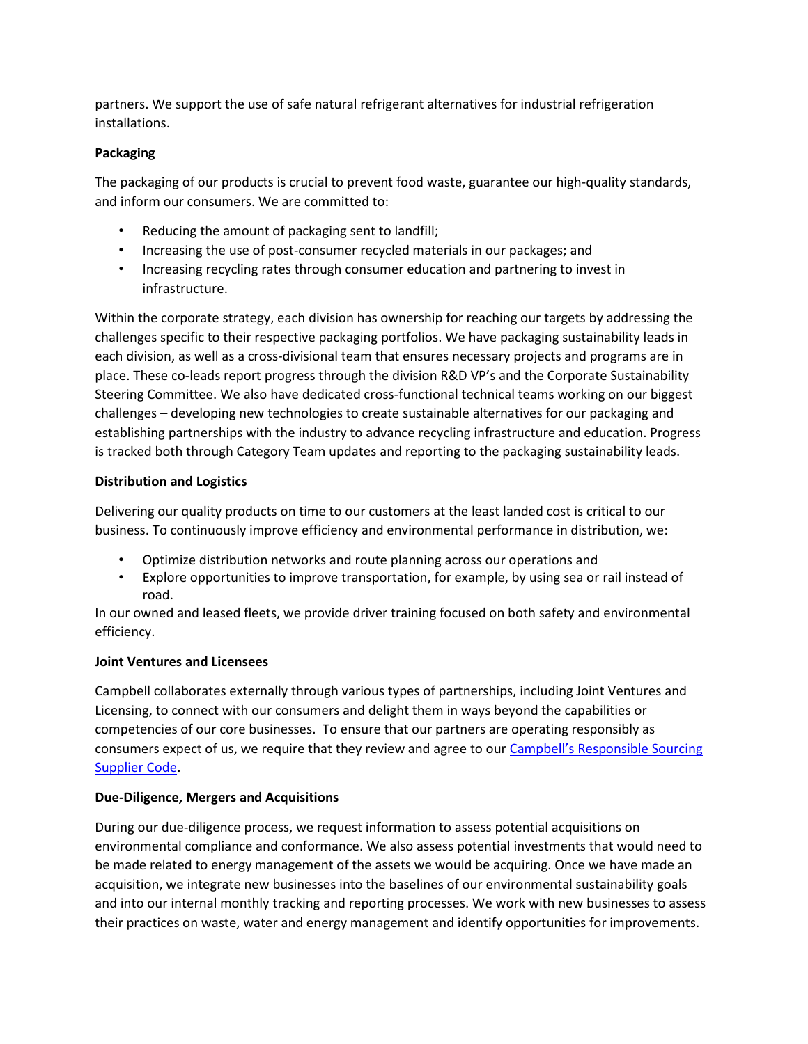partners. We support the use of safe natural refrigerant alternatives for industrial refrigeration installations.

**Packaging**

The packaging of our products is crucial to prevent food waste, guarantee our high-quality standards, and inform our consumers. We are committed to:

- Reducing the amount of packaging sent to landfill;
- Increasing the use of post-consumer recycled materials in our packages; and
- Increasing recycling rates through consumer education and partnering to invest in infrastructure.

Within the corporate strategy, each division has ownership for reaching our targets by addressing the challenges specific to their respective packaging portfolios. We have packaging sustainability leads in each division, as well as a cross-divisional team that ensures necessary projects and programs are in place. These co-leads report progress through the division R&D VP's and the Corporate Sustainability Steering Committee. We also have dedicated cross-functional technical teams working on our biggest challenges – developing new technologies to create sustainable alternatives for our packaging and establishing partnerships with the industry to advance recycling infrastructure and education. Progress is tracked both through Category Team updates and reporting to the packaging sustainability leads.

**Distribution and Logistics**

Delivering our quality products on time to our customers at the least landed cost is critical to our business. To continuously improve efficiency and environmental performance in distribution, we:

- Optimize distribution networks and route planning across our operations and
- Explore opportunities to improve transportation, for example, by using sea or rail instead of road.

In our owned and leased fleets, we provide driver training focused on both safety and environmental efficiency.

**Joint Ventures and Licensees**

Campbell collaborates externally through various types of partnerships, including Joint Ventures and Licensing, to connect with our consumers and delight them in ways beyond the capabilities or competencies of our core businesses. To ensure that our partners are operating responsibly as consumers expect of us, we require that they review and agree to our Campbell's Responsible Sourcing Supplier Code.

**Due-Diligence, Mergers and Acquisitions**

During our due-diligence process, we request information to assess potential acquisitions on environmental compliance and conformance. We also assess potential investments that would need to be made related to energy management of the assets we would be acquiring. Once we have made an acquisition, we integrate new businesses into the baselines of our environmental sustainability goals and into our internal monthly tracking and reporting processes. We work with new businesses to assess their practices on waste, water and energy management and identify opportunities for improvements.